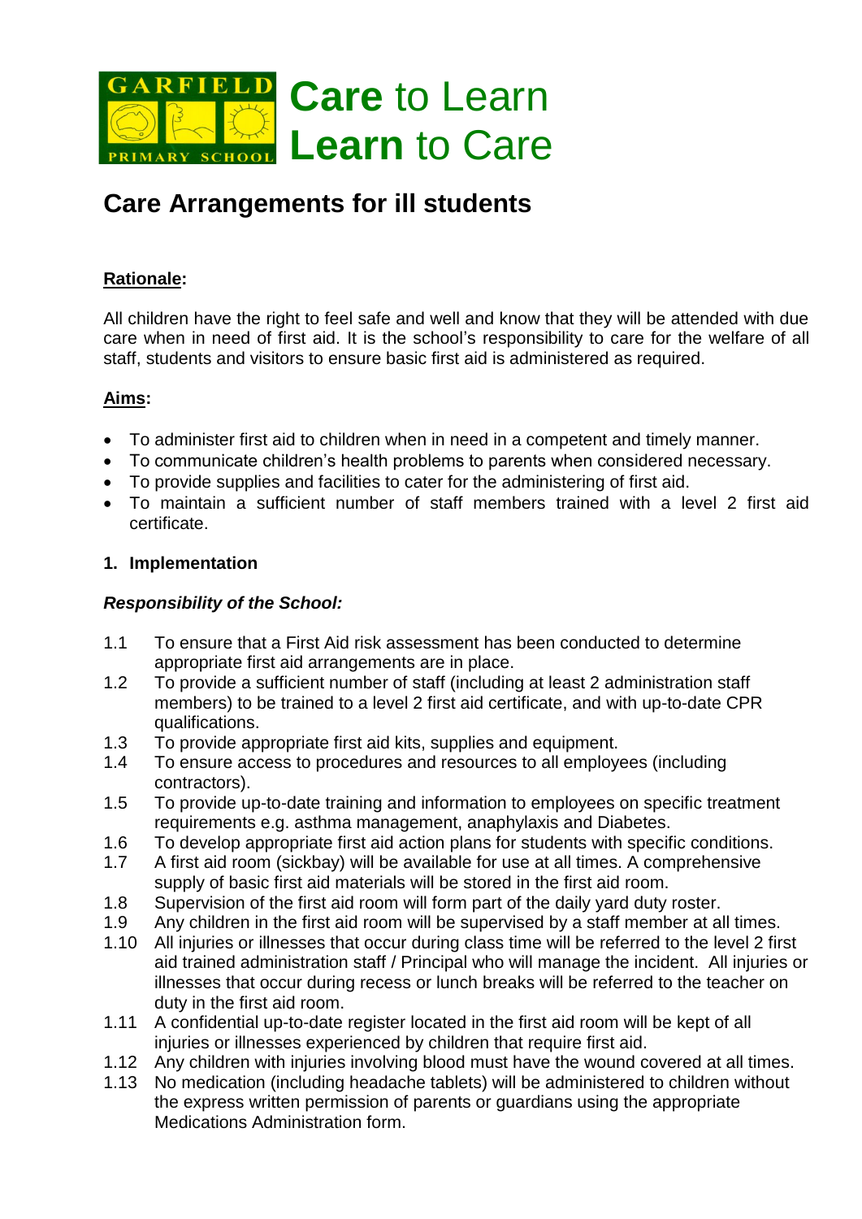GARFIELD PRIMARY SCHOOL

**Care** to Learn
**Learn** to Care

# Care Arrangements for ill students

## Rationale:

All children have the right to feel safe and well and know that they will be attended with due care when in need of first aid. It is the school's responsibility to care for the welfare of all staff, students and visitors to ensure basic first aid is administered as required.

## Aims:

- To administer first aid to children when in need in a competent and timely manner.
- To communicate children's health problems to parents when considered necessary.
- To provide supplies and facilities to cater for the administering of first aid.
- To maintain a sufficient number of staff members trained with a level 2 first aid certificate.

### 1. Implementation

***Responsibility of the School:***

1.1 To ensure that a First Aid risk assessment has been conducted to determine appropriate first aid arrangements are in place.

1.2 To provide a sufficient number of staff (including at least 2 administration staff members) to be trained to a level 2 first aid certificate, and with up-to-date CPR qualifications.

1.3 To provide appropriate first aid kits, supplies and equipment.

1.4 To ensure access to procedures and resources to all employees (including contractors).

1.5 To provide up-to-date training and information to employees on specific treatment requirements e.g. asthma management, anaphylaxis and Diabetes.

1.6 To develop appropriate first aid action plans for students with specific conditions.

1.7 A first aid room (sickbay) will be available for use at all times. A comprehensive supply of basic first aid materials will be stored in the first aid room.

1.8 Supervision of the first aid room will form part of the daily yard duty roster.

1.9 Any children in the first aid room will be supervised by a staff member at all times.

1.10 All injuries or illnesses that occur during class time will be referred to the level 2 first aid trained administration staff / Principal who will manage the incident. All injuries or illnesses that occur during recess or lunch breaks will be referred to the teacher on duty in the first aid room.

1.11 A confidential up-to-date register located in the first aid room will be kept of all injuries or illnesses experienced by children that require first aid.

1.12 Any children with injuries involving blood must have the wound covered at all times.

1.13 No medication (including headache tablets) will be administered to children without the express written permission of parents or guardians using the appropriate Medications Administration form.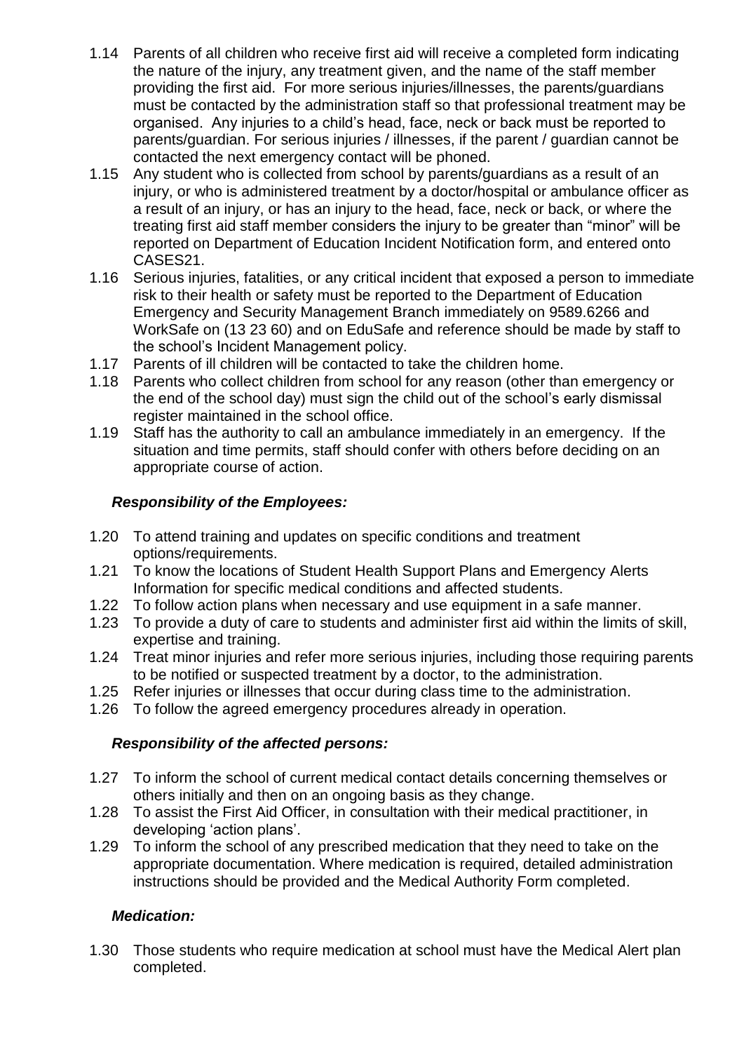1.14 Parents of all children who receive first aid will receive a completed form indicating the nature of the injury, any treatment given, and the name of the staff member providing the first aid. For more serious injuries/illnesses, the parents/guardians must be contacted by the administration staff so that professional treatment may be organised. Any injuries to a child's head, face, neck or back must be reported to parents/guardian. For serious injuries / illnesses, if the parent / guardian cannot be contacted the next emergency contact will be phoned.

1.15 Any student who is collected from school by parents/guardians as a result of an injury, or who is administered treatment by a doctor/hospital or ambulance officer as a result of an injury, or has an injury to the head, face, neck or back, or where the treating first aid staff member considers the injury to be greater than "minor" will be reported on Department of Education Incident Notification form, and entered onto CASES21.

1.16 Serious injuries, fatalities, or any critical incident that exposed a person to immediate risk to their health or safety must be reported to the Department of Education Emergency and Security Management Branch immediately on 9589.6266 and WorkSafe on (13 23 60) and on EduSafe and reference should be made by staff to the school's Incident Management policy.

1.17 Parents of ill children will be contacted to take the children home.

1.18 Parents who collect children from school for any reason (other than emergency or the end of the school day) must sign the child out of the school's early dismissal register maintained in the school office.

1.19 Staff has the authority to call an ambulance immediately in an emergency. If the situation and time permits, staff should confer with others before deciding on an appropriate course of action.

### *Responsibility of the Employees:*

1.20 To attend training and updates on specific conditions and treatment options/requirements.

1.21 To know the locations of Student Health Support Plans and Emergency Alerts Information for specific medical conditions and affected students.

1.22 To follow action plans when necessary and use equipment in a safe manner.

1.23 To provide a duty of care to students and administer first aid within the limits of skill, expertise and training.

1.24 Treat minor injuries and refer more serious injuries, including those requiring parents to be notified or suspected treatment by a doctor, to the administration.

1.25 Refer injuries or illnesses that occur during class time to the administration.

1.26 To follow the agreed emergency procedures already in operation.

### *Responsibility of the affected persons:*

1.27 To inform the school of current medical contact details concerning themselves or others initially and then on an ongoing basis as they change.

1.28 To assist the First Aid Officer, in consultation with their medical practitioner, in developing 'action plans'.

1.29 To inform the school of any prescribed medication that they need to take on the appropriate documentation. Where medication is required, detailed administration instructions should be provided and the Medical Authority Form completed.

### *Medication:*

1.30 Those students who require medication at school must have the Medical Alert plan completed.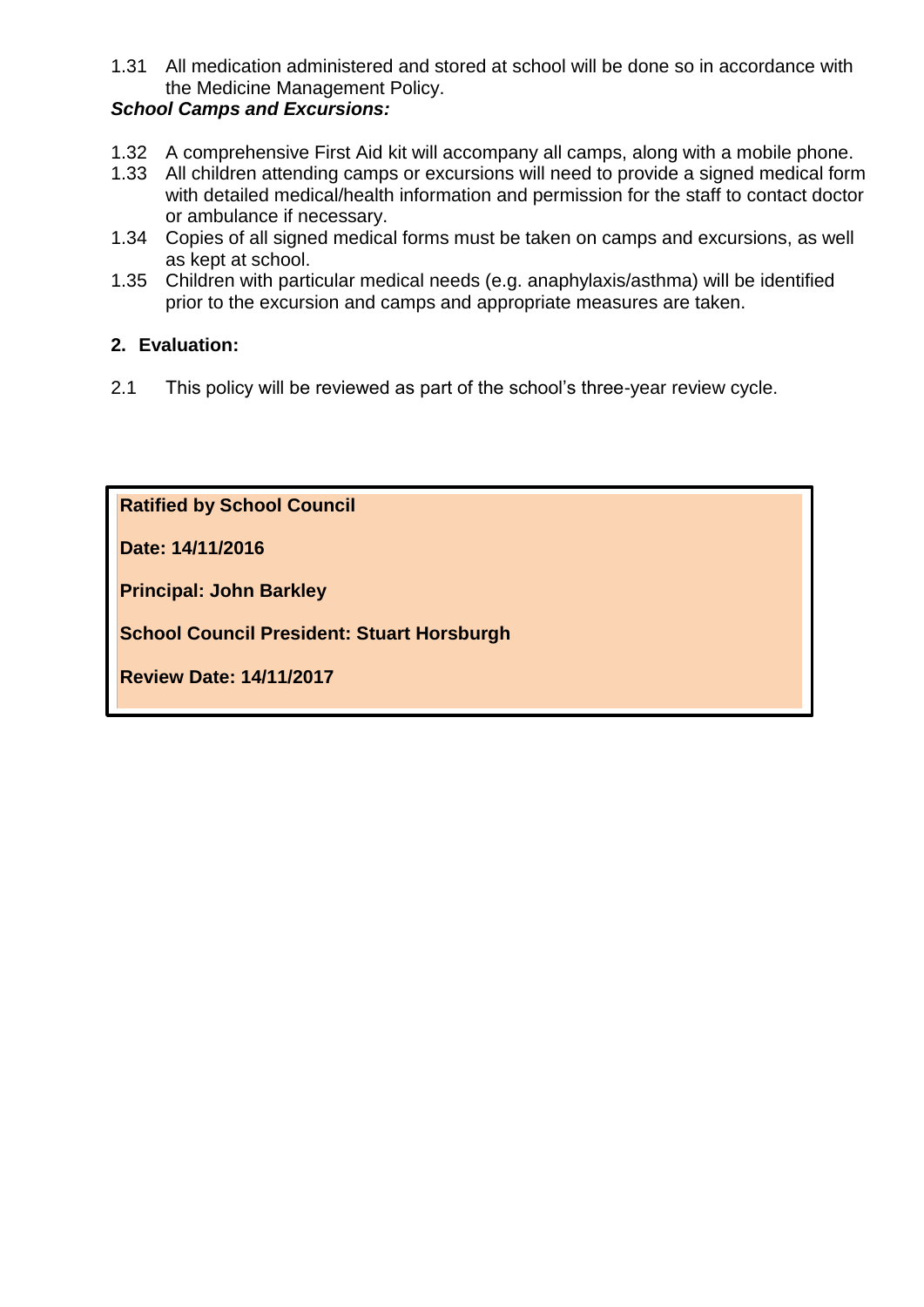1.31 All medication administered and stored at school will be done so in accordance with the Medicine Management Policy.

***School Camps and Excursions:***

1.32 A comprehensive First Aid kit will accompany all camps, along with a mobile phone.

1.33 All children attending camps or excursions will need to provide a signed medical form with detailed medical/health information and permission for the staff to contact doctor or ambulance if necessary.

1.34 Copies of all signed medical forms must be taken on camps and excursions, as well as kept at school.

1.35 Children with particular medical needs (e.g. anaphylaxis/asthma) will be identified prior to the excursion and camps and appropriate measures are taken.

## 2. Evaluation:

2.1 This policy will be reviewed as part of the school's three-year review cycle.

**Ratified by School Council**

**Date: 14/11/2016**

**Principal: John Barkley**

**School Council President: Stuart Horsburgh**

**Review Date: 14/11/2017**